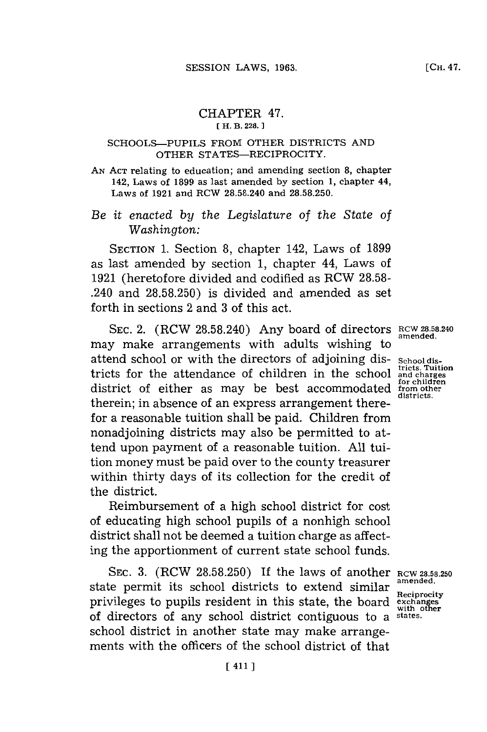# CHAPTER 47.

[ H. B. 228. ]

## SCHOOLS—PUPILS FROM OTHER DISTRICTS AND OTHER STATES—RECIPROCITY.

AN ACT relating to education; and amending section 8, chapter 142, Laws of 1899 as last amended by section 1, chapter 44, Laws of 1921 and RCW 28.58.240 and 28.58.250.

*Be it enacted by the Legislature of the State of Washington:*

SECTION 1. Section 8, chapter 142, Laws of 1899 as last amended by section 1, chapter 44, Laws of 1921 (heretofore divided and codified as RCW 28.58-.240 and 28.58.250) is divided and amended as set forth in sections 2 and 3 of this act.

RCW 28.58.240 amended.

School districts. Tuition and charges for children from other districts.

SEC. 2. (RCW 28.58.240) Any board of directors may make arrangements with adults wishing to attend school or with the directors of adjoining districts for the attendance of children in the school district of either as may be best accommodated therein; in absence of an express arrangement therefor a reasonable tuition shall be paid. Children from nonadjoining districts may also be permitted to attend upon payment of a reasonable tuition. All tuition money must be paid over to the county treasurer within thirty days of its collection for the credit of the district.

Reimbursement of a high school district for cost of educating high school pupils of a nonhigh school district shall not be deemed a tuition charge as affecting the apportionment of current state school funds.

RCW 28.58.250 amended.

Reciprocity exchanges with other states.

SEC. 3. (RCW 28.58.250) If the laws of another state permit its school districts to extend similar privileges to pupils resident in this state, the board of directors of any school district contiguous to a school district in another state may make arrangements with the officers of the school district of that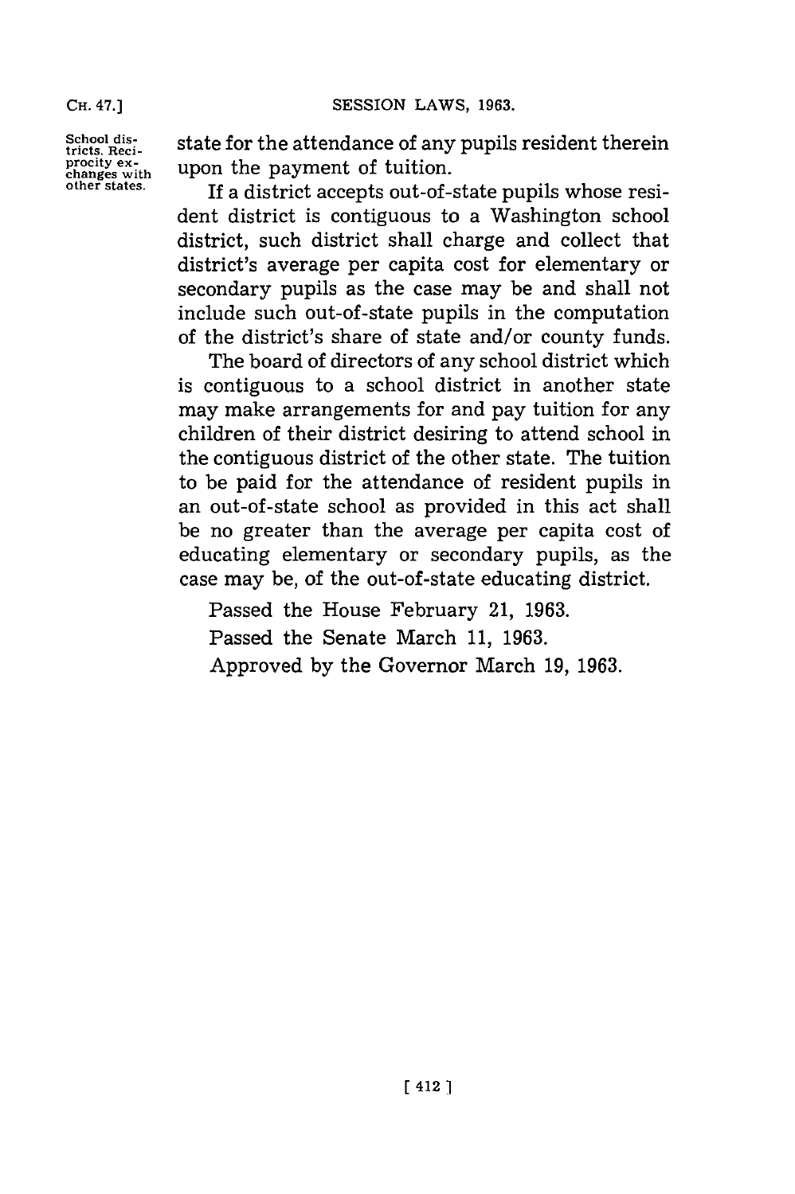state for the attendance of any pupils resident therein upon the payment of tuition.

School districts. Reciprocity exchanges with other states.

If a district accepts out-of-state pupils whose resident district is contiguous to a Washington school district, such district shall charge and collect that district's average per capita cost for elementary or secondary pupils as the case may be and shall not include such out-of-state pupils in the computation of the district's share of state and/or county funds.

The board of directors of any school district which is contiguous to a school district in another state may make arrangements for and pay tuition for any children of their district desiring to attend school in the contiguous district of the other state. The tuition to be paid for the attendance of resident pupils in an out-of-state school as provided in this act shall be no greater than the average per capita cost of educating elementary or secondary pupils, as the case may be, of the out-of-state educating district.

Passed the House February 21, 1963.

Passed the Senate March 11, 1963.

Approved by the Governor March 19, 1963.